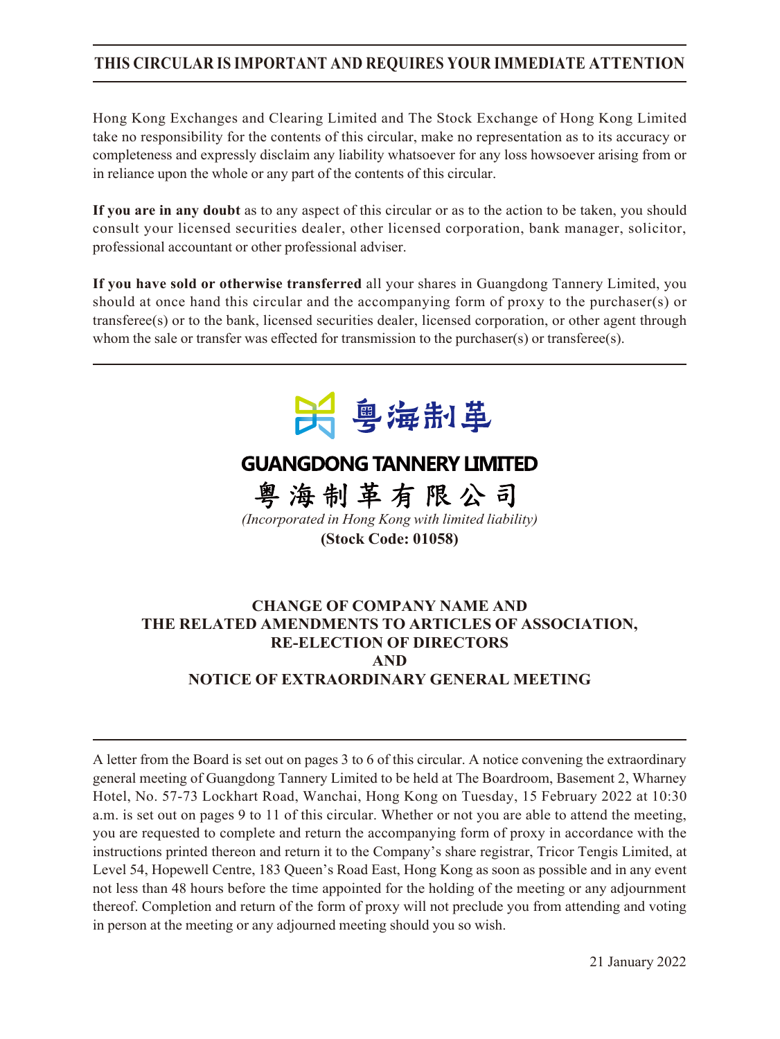**THIS CIRCULAR IS IMPORTANT AND REQUIRES YOUR IMMEDIATE ATTENTION**

Hong Kong Exchanges and Clearing Limited and The Stock Exchange of Hong Kong Limited take no responsibility for the contents of this circular, make no representation as to its accuracy or completeness and expressly disclaim any liability whatsoever for any loss howsoever arising from or in reliance upon the whole or any part of the contents of this circular.

**If you are in any doubt** as to any aspect of this circular or as to the action to be taken, you should consult your licensed securities dealer, other licensed corporation, bank manager, solicitor, professional accountant or other professional adviser.

**If you have sold or otherwise transferred** all your shares in Guangdong Tannery Limited, you should at once hand this circular and the accompanying form of proxy to the purchaser(s) or transferee(s) or to the bank, licensed securities dealer, licensed corporation, or other agent through whom the sale or transfer was effected for transmission to the purchaser(s) or transferee(s).

粵海制革

# GUANGDONG TANNERY LIMITED

# 粵海制革有限公司

*(Incorporated in Hong Kong with limited liability)*

**(Stock Code: 01058)**

## CHANGE OF COMPANY NAME AND THE RELATED AMENDMENTS TO ARTICLES OF ASSOCIATION, RE-ELECTION OF DIRECTORS AND NOTICE OF EXTRAORDINARY GENERAL MEETING

A letter from the Board is set out on pages 3 to 6 of this circular. A notice convening the extraordinary general meeting of Guangdong Tannery Limited to be held at The Boardroom, Basement 2, Wharney Hotel, No. 57-73 Lockhart Road, Wanchai, Hong Kong on Tuesday, 15 February 2022 at 10:30 a.m. is set out on pages 9 to 11 of this circular. Whether or not you are able to attend the meeting, you are requested to complete and return the accompanying form of proxy in accordance with the instructions printed thereon and return it to the Company's share registrar, Tricor Tengis Limited, at Level 54, Hopewell Centre, 183 Queen's Road East, Hong Kong as soon as possible and in any event not less than 48 hours before the time appointed for the holding of the meeting or any adjournment thereof. Completion and return of the form of proxy will not preclude you from attending and voting in person at the meeting or any adjourned meeting should you so wish.

21 January 2022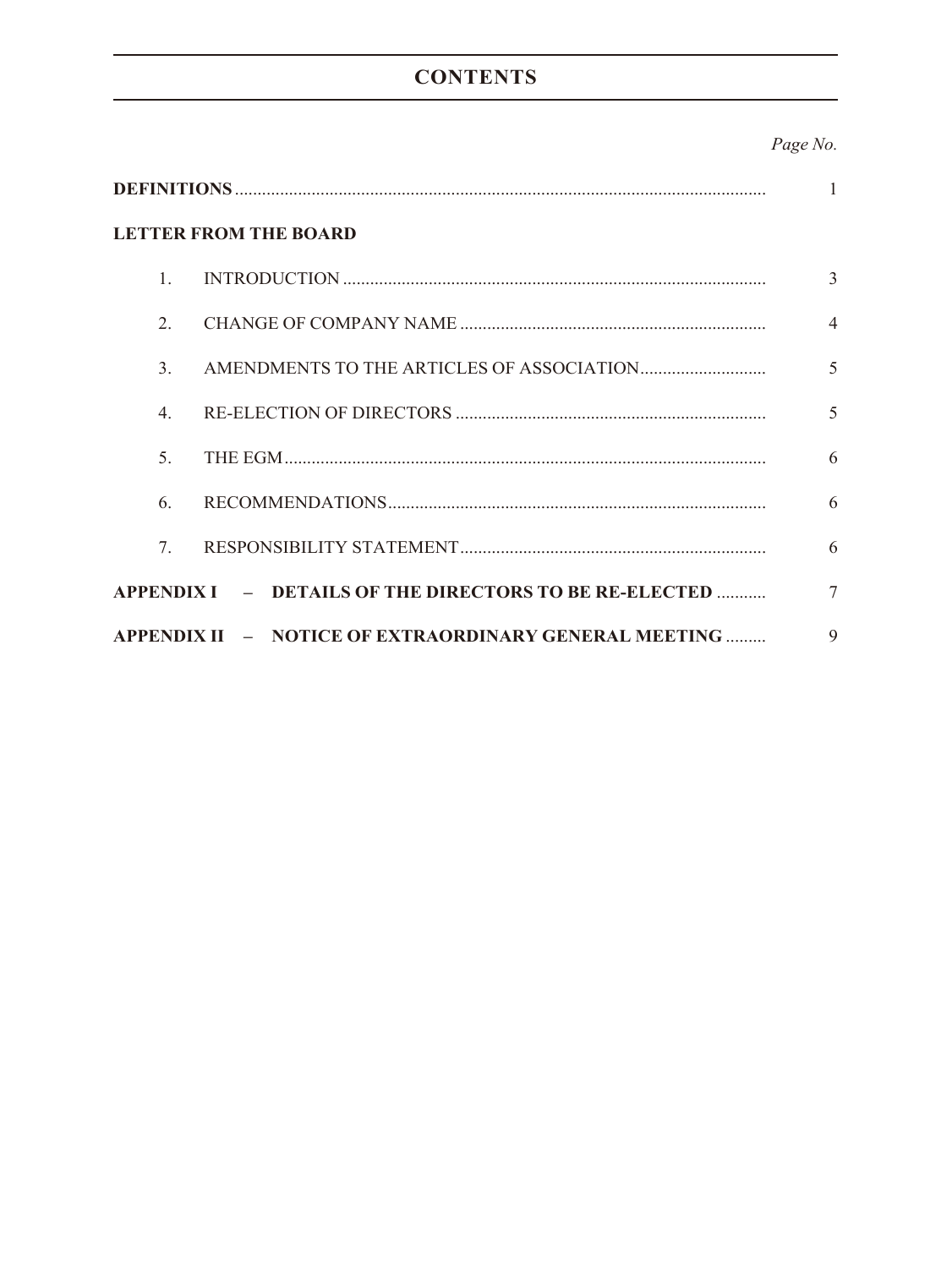# CONTENTS

| | Page No. |
|---|---|
| **DEFINITIONS** | 1 |
| **LETTER FROM THE BOARD** | |
| 1. INTRODUCTION | 3 |
| 2. CHANGE OF COMPANY NAME | 4 |
| 3. AMENDMENTS TO THE ARTICLES OF ASSOCIATION | 5 |
| 4. RE-ELECTION OF DIRECTORS | 5 |
| 5. THE EGM | 6 |
| 6. RECOMMENDATIONS | 6 |
| 7. RESPONSIBILITY STATEMENT | 6 |
| **APPENDIX I – DETAILS OF THE DIRECTORS TO BE RE-ELECTED** | 7 |
| **APPENDIX II – NOTICE OF EXTRAORDINARY GENERAL MEETING** | 9 |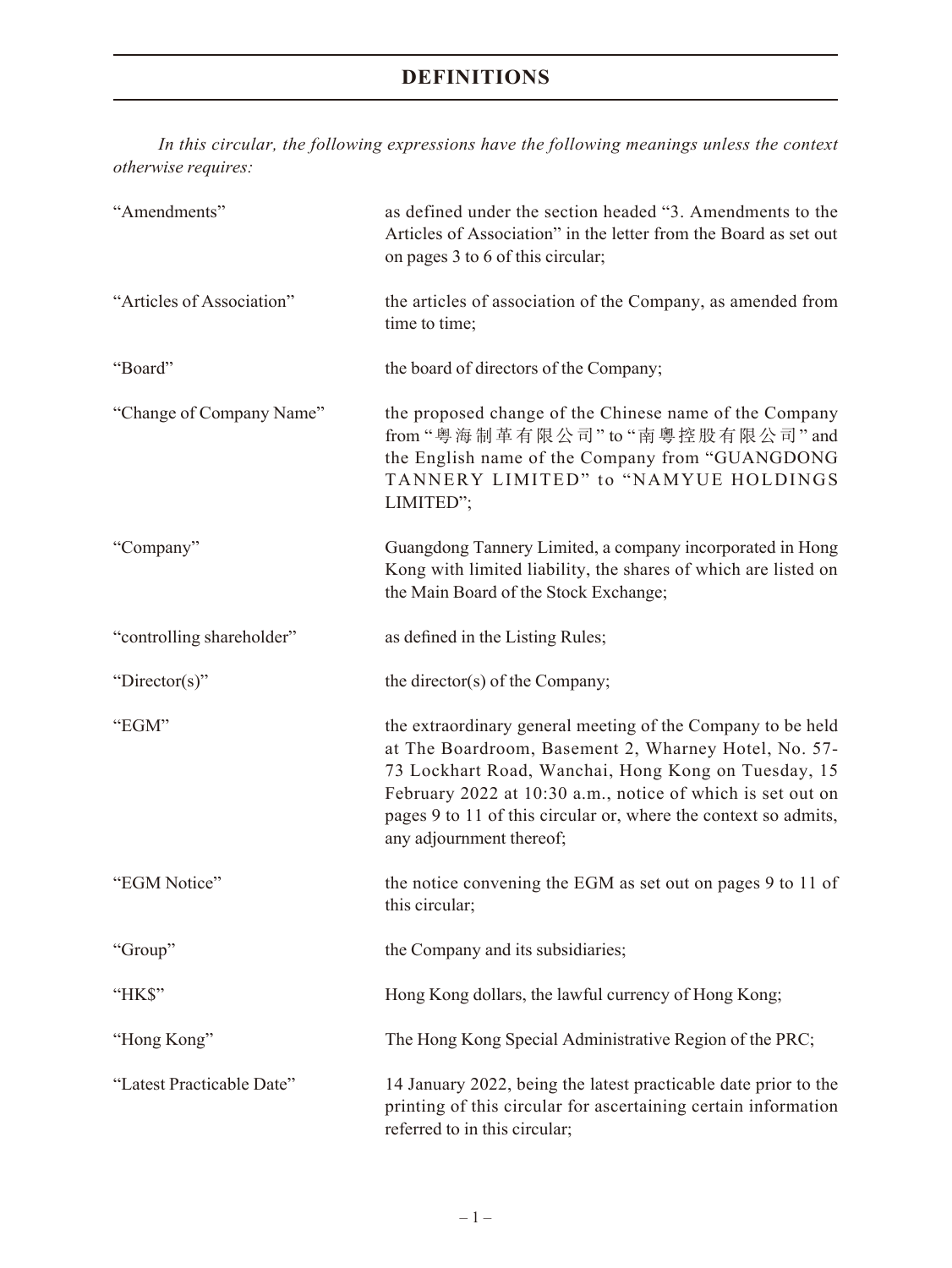# DEFINITIONS

*In this circular, the following expressions have the following meanings unless the context otherwise requires:*

| | |
|---|---|
| "Amendments" | as defined under the section headed "3. Amendments to the Articles of Association" in the letter from the Board as set out on pages 3 to 6 of this circular; |
| "Articles of Association" | the articles of association of the Company, as amended from time to time; |
| "Board" | the board of directors of the Company; |
| "Change of Company Name" | the proposed change of the Chinese name of the Company from "粵海制革有限公司" to "南粵控股有限公司" and the English name of the Company from "GUANGDONG TANNERY LIMITED" to "NAMYUE HOLDINGS LIMITED"; |
| "Company" | Guangdong Tannery Limited, a company incorporated in Hong Kong with limited liability, the shares of which are listed on the Main Board of the Stock Exchange; |
| "controlling shareholder" | as defined in the Listing Rules; |
| "Director(s)" | the director(s) of the Company; |
| "EGM" | the extraordinary general meeting of the Company to be held at The Boardroom, Basement 2, Wharney Hotel, No. 57-73 Lockhart Road, Wanchai, Hong Kong on Tuesday, 15 February 2022 at 10:30 a.m., notice of which is set out on pages 9 to 11 of this circular or, where the context so admits, any adjournment thereof; |
| "EGM Notice" | the notice convening the EGM as set out on pages 9 to 11 of this circular; |
| "Group" | the Company and its subsidiaries; |
| "HK$" | Hong Kong dollars, the lawful currency of Hong Kong; |
| "Hong Kong" | The Hong Kong Special Administrative Region of the PRC; |
| "Latest Practicable Date" | 14 January 2022, being the latest practicable date prior to the printing of this circular for ascertaining certain information referred to in this circular; |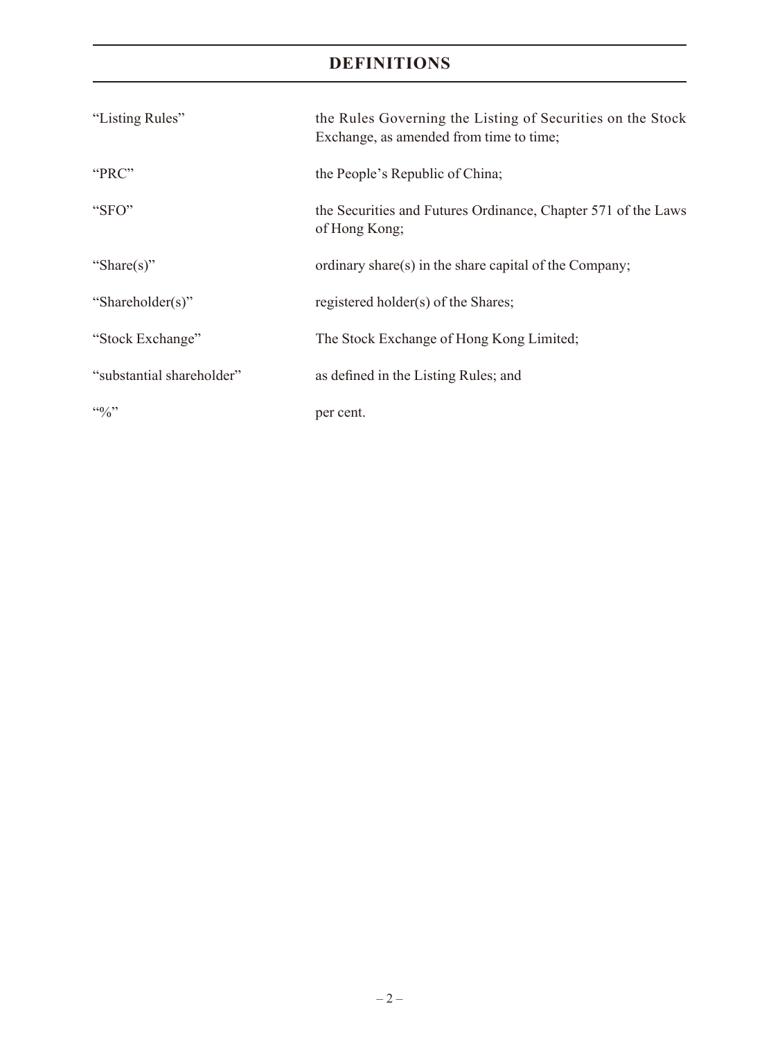# DEFINITIONS

| | |
|---|---|
| "Listing Rules" | the Rules Governing the Listing of Securities on the Stock Exchange, as amended from time to time; |
| "PRC" | the People's Republic of China; |
| "SFO" | the Securities and Futures Ordinance, Chapter 571 of the Laws of Hong Kong; |
| "Share(s)" | ordinary share(s) in the share capital of the Company; |
| "Shareholder(s)" | registered holder(s) of the Shares; |
| "Stock Exchange" | The Stock Exchange of Hong Kong Limited; |
| "substantial shareholder" | as defined in the Listing Rules; and |
| "%" | per cent. |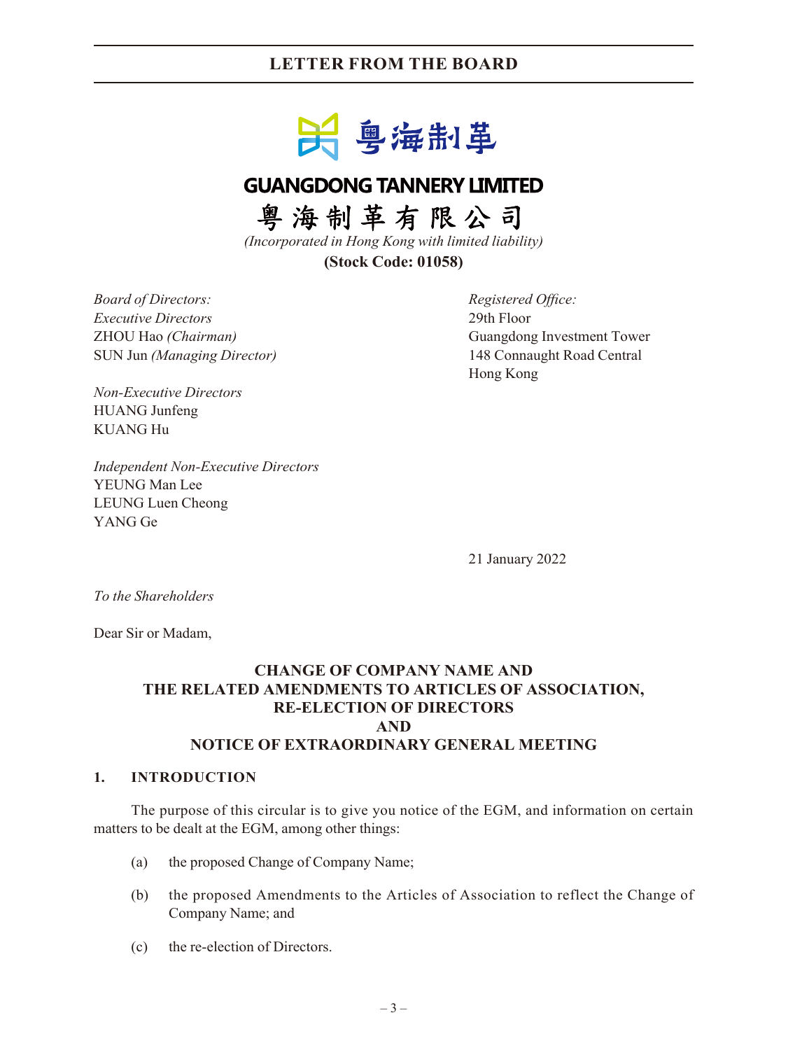# LETTER FROM THE BOARD

**GUANGDONG TANNERY LIMITED**

**粵海制革有限公司**

*(Incorporated in Hong Kong with limited liability)*

**(Stock Code: 01058)**

*Board of Directors:*
*Executive Directors*
ZHOU Hao *(Chairman)*
SUN Jun *(Managing Director)*

*Non-Executive Directors*
HUANG Junfeng
KUANG Hu

*Independent Non-Executive Directors*
YEUNG Man Lee
LEUNG Luen Cheong
YANG Ge

*Registered Office:*
29th Floor
Guangdong Investment Tower
148 Connaught Road Central
Hong Kong

21 January 2022

*To the Shareholders*

Dear Sir or Madam,

**CHANGE OF COMPANY NAME AND THE RELATED AMENDMENTS TO ARTICLES OF ASSOCIATION, RE-ELECTION OF DIRECTORS AND NOTICE OF EXTRAORDINARY GENERAL MEETING**

## 1. INTRODUCTION

The purpose of this circular is to give you notice of the EGM, and information on certain matters to be dealt at the EGM, among other things:

(a) the proposed Change of Company Name;

(b) the proposed Amendments to the Articles of Association to reflect the Change of Company Name; and

(c) the re-election of Directors.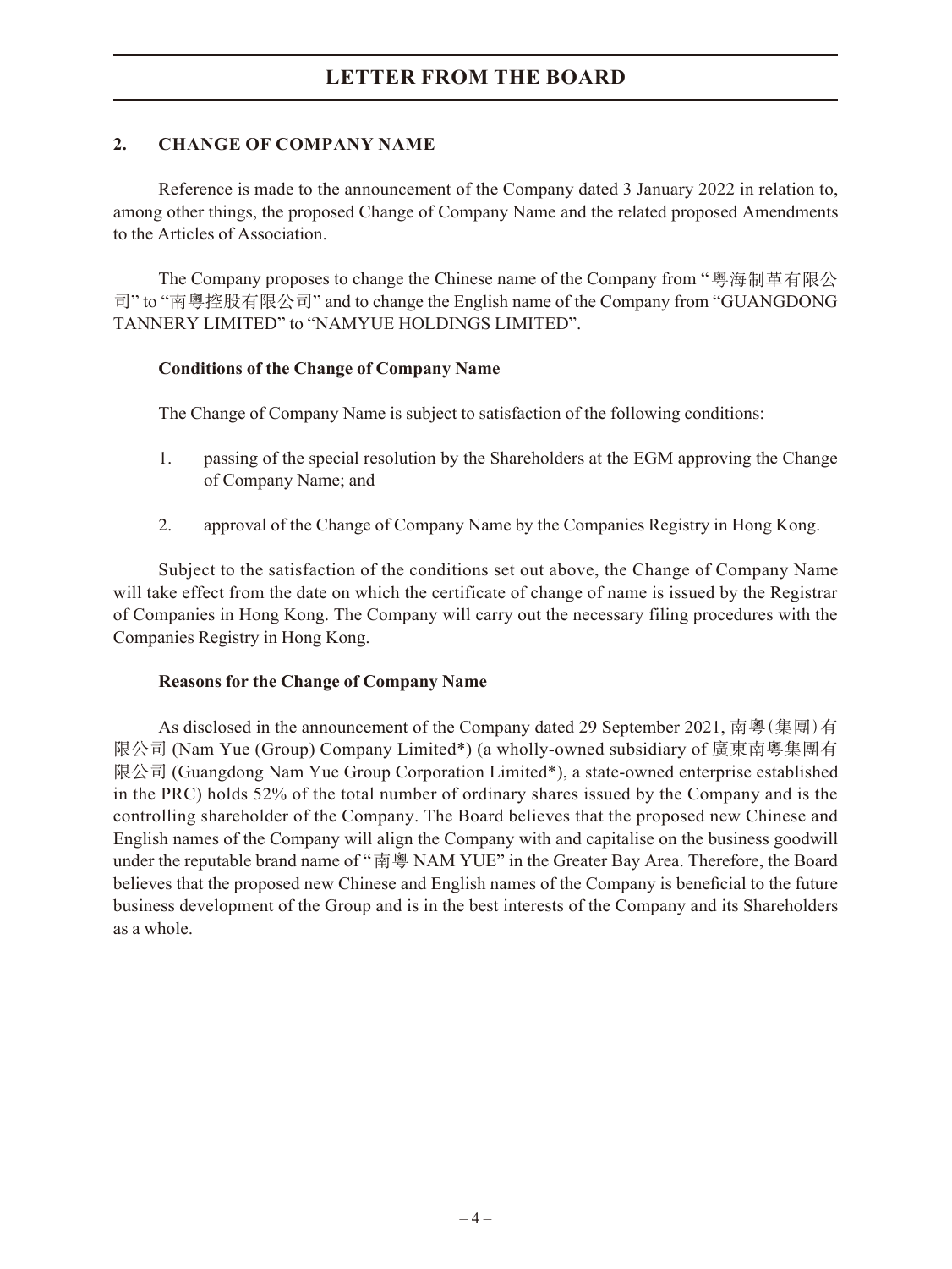## 2. CHANGE OF COMPANY NAME

Reference is made to the announcement of the Company dated 3 January 2022 in relation to, among other things, the proposed Change of Company Name and the related proposed Amendments to the Articles of Association.

The Company proposes to change the Chinese name of the Company from "粵海制革有限公司" to "南粵控股有限公司" and to change the English name of the Company from "GUANGDONG TANNERY LIMITED" to "NAMYUE HOLDINGS LIMITED".

### Conditions of the Change of Company Name

The Change of Company Name is subject to satisfaction of the following conditions:

1. passing of the special resolution by the Shareholders at the EGM approving the Change of Company Name; and

2. approval of the Change of Company Name by the Companies Registry in Hong Kong.

Subject to the satisfaction of the conditions set out above, the Change of Company Name will take effect from the date on which the certificate of change of name is issued by the Registrar of Companies in Hong Kong. The Company will carry out the necessary filing procedures with the Companies Registry in Hong Kong.

### Reasons for the Change of Company Name

As disclosed in the announcement of the Company dated 29 September 2021, 南粵(集團)有限公司 (Nam Yue (Group) Company Limited*) (a wholly-owned subsidiary of 廣東南粵集團有限公司 (Guangdong Nam Yue Group Corporation Limited*), a state-owned enterprise established in the PRC) holds 52% of the total number of ordinary shares issued by the Company and is the controlling shareholder of the Company. The Board believes that the proposed new Chinese and English names of the Company will align the Company with and capitalise on the business goodwill under the reputable brand name of "南粵 NAM YUE" in the Greater Bay Area. Therefore, the Board believes that the proposed new Chinese and English names of the Company is beneficial to the future business development of the Group and is in the best interests of the Company and its Shareholders as a whole.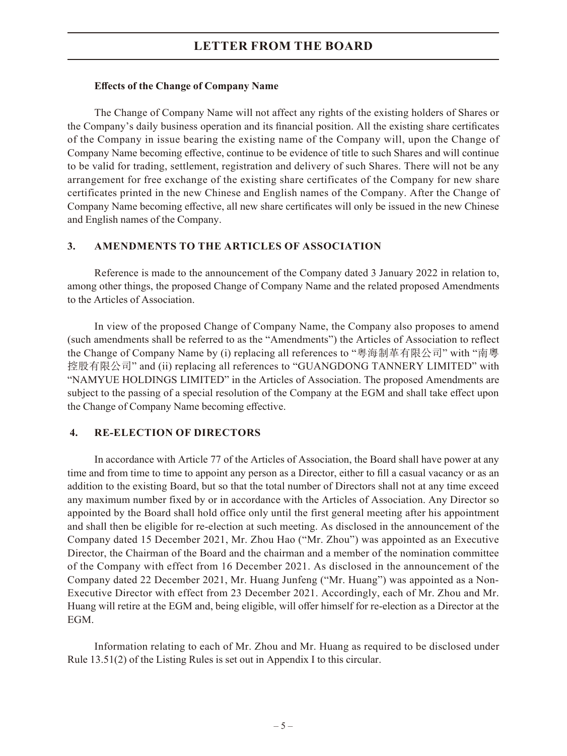**Effects of the Change of Company Name**

The Change of Company Name will not affect any rights of the existing holders of Shares or the Company's daily business operation and its financial position. All the existing share certificates of the Company in issue bearing the existing name of the Company will, upon the Change of Company Name becoming effective, continue to be evidence of title to such Shares and will continue to be valid for trading, settlement, registration and delivery of such Shares. There will not be any arrangement for free exchange of the existing share certificates of the Company for new share certificates printed in the new Chinese and English names of the Company. After the Change of Company Name becoming effective, all new share certificates will only be issued in the new Chinese and English names of the Company.

## 3. AMENDMENTS TO THE ARTICLES OF ASSOCIATION

Reference is made to the announcement of the Company dated 3 January 2022 in relation to, among other things, the proposed Change of Company Name and the related proposed Amendments to the Articles of Association.

In view of the proposed Change of Company Name, the Company also proposes to amend (such amendments shall be referred to as the "Amendments") the Articles of Association to reflect the Change of Company Name by (i) replacing all references to "粵海制革有限公司" with "南粵控股有限公司" and (ii) replacing all references to "GUANGDONG TANNERY LIMITED" with "NAMYUE HOLDINGS LIMITED" in the Articles of Association. The proposed Amendments are subject to the passing of a special resolution of the Company at the EGM and shall take effect upon the Change of Company Name becoming effective.

## 4. RE-ELECTION OF DIRECTORS

In accordance with Article 77 of the Articles of Association, the Board shall have power at any time and from time to time to appoint any person as a Director, either to fill a casual vacancy or as an addition to the existing Board, but so that the total number of Directors shall not at any time exceed any maximum number fixed by or in accordance with the Articles of Association. Any Director so appointed by the Board shall hold office only until the first general meeting after his appointment and shall then be eligible for re-election at such meeting. As disclosed in the announcement of the Company dated 15 December 2021, Mr. Zhou Hao ("Mr. Zhou") was appointed as an Executive Director, the Chairman of the Board and the chairman and a member of the nomination committee of the Company with effect from 16 December 2021. As disclosed in the announcement of the Company dated 22 December 2021, Mr. Huang Junfeng ("Mr. Huang") was appointed as a Non-Executive Director with effect from 23 December 2021. Accordingly, each of Mr. Zhou and Mr. Huang will retire at the EGM and, being eligible, will offer himself for re-election as a Director at the EGM.

Information relating to each of Mr. Zhou and Mr. Huang as required to be disclosed under Rule 13.51(2) of the Listing Rules is set out in Appendix I to this circular.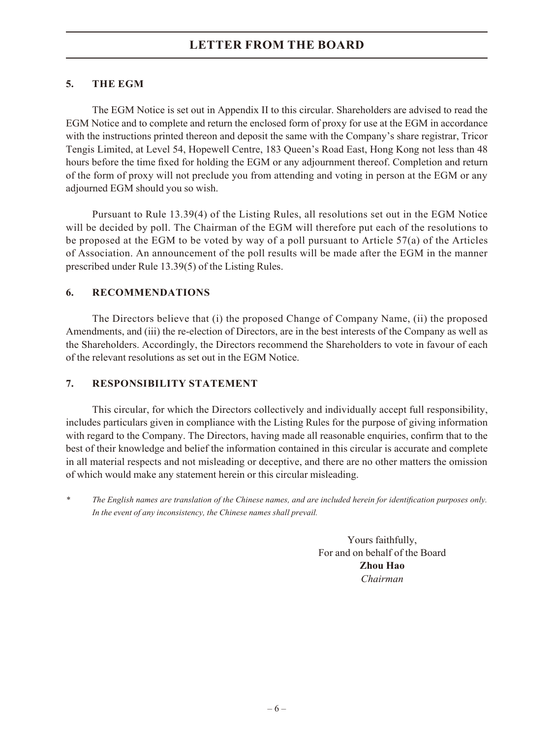# LETTER FROM THE BOARD

## 5. THE EGM

The EGM Notice is set out in Appendix II to this circular. Shareholders are advised to read the EGM Notice and to complete and return the enclosed form of proxy for use at the EGM in accordance with the instructions printed thereon and deposit the same with the Company's share registrar, Tricor Tengis Limited, at Level 54, Hopewell Centre, 183 Queen's Road East, Hong Kong not less than 48 hours before the time fixed for holding the EGM or any adjournment thereof. Completion and return of the form of proxy will not preclude you from attending and voting in person at the EGM or any adjourned EGM should you so wish.

Pursuant to Rule 13.39(4) of the Listing Rules, all resolutions set out in the EGM Notice will be decided by poll. The Chairman of the EGM will therefore put each of the resolutions to be proposed at the EGM to be voted by way of a poll pursuant to Article 57(a) of the Articles of Association. An announcement of the poll results will be made after the EGM in the manner prescribed under Rule 13.39(5) of the Listing Rules.

## 6. RECOMMENDATIONS

The Directors believe that (i) the proposed Change of Company Name, (ii) the proposed Amendments, and (iii) the re-election of Directors, are in the best interests of the Company as well as the Shareholders. Accordingly, the Directors recommend the Shareholders to vote in favour of each of the relevant resolutions as set out in the EGM Notice.

## 7. RESPONSIBILITY STATEMENT

This circular, for which the Directors collectively and individually accept full responsibility, includes particulars given in compliance with the Listing Rules for the purpose of giving information with regard to the Company. The Directors, having made all reasonable enquiries, confirm that to the best of their knowledge and belief the information contained in this circular is accurate and complete in all material respects and not misleading or deceptive, and there are no other matters the omission of which would make any statement herein or this circular misleading.

\* *The English names are translation of the Chinese names, and are included herein for identification purposes only. In the event of any inconsistency, the Chinese names shall prevail.*

Yours faithfully,
For and on behalf of the Board
**Zhou Hao**
*Chairman*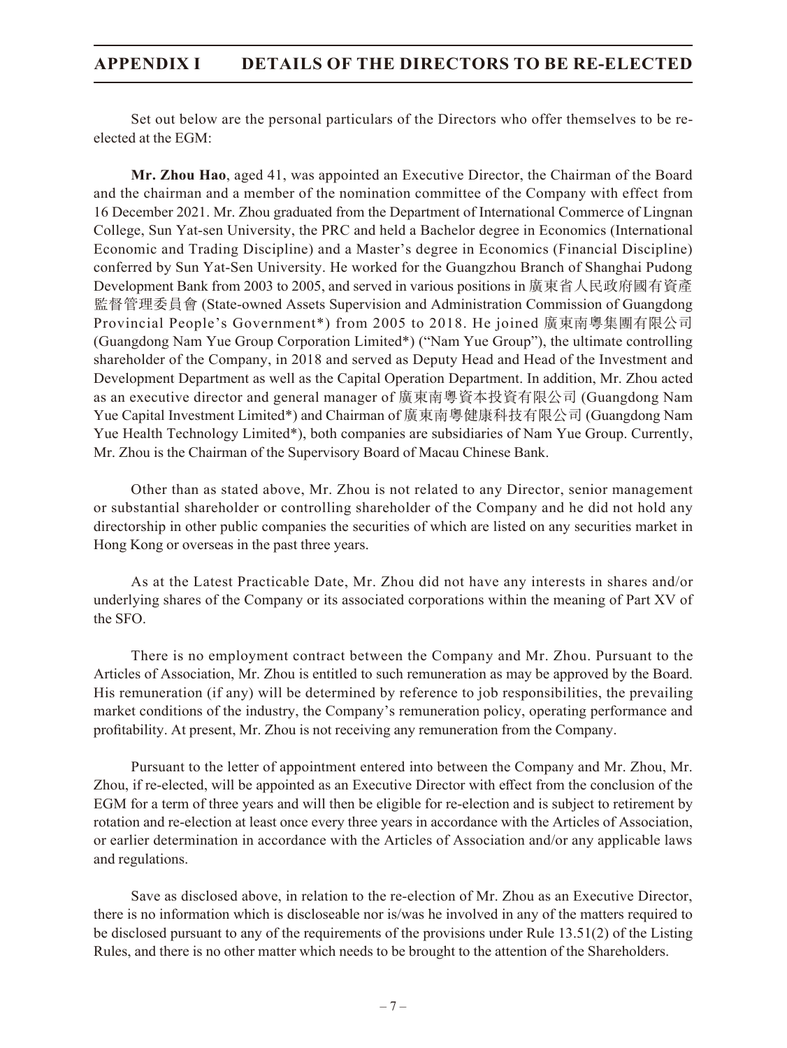# APPENDIX I DETAILS OF THE DIRECTORS TO BE RE-ELECTED

Set out below are the personal particulars of the Directors who offer themselves to be re-elected at the EGM:

**Mr. Zhou Hao**, aged 41, was appointed an Executive Director, the Chairman of the Board and the chairman and a member of the nomination committee of the Company with effect from 16 December 2021. Mr. Zhou graduated from the Department of International Commerce of Lingnan College, Sun Yat-sen University, the PRC and held a Bachelor degree in Economics (International Economic and Trading Discipline) and a Master's degree in Economics (Financial Discipline) conferred by Sun Yat-Sen University. He worked for the Guangzhou Branch of Shanghai Pudong Development Bank from 2003 to 2005, and served in various positions in 廣東省人民政府國有資產監督管理委員會 (State-owned Assets Supervision and Administration Commission of Guangdong Provincial People's Government*) from 2005 to 2018. He joined 廣東南粵集團有限公司 (Guangdong Nam Yue Group Corporation Limited*) ("Nam Yue Group"), the ultimate controlling shareholder of the Company, in 2018 and served as Deputy Head and Head of the Investment and Development Department as well as the Capital Operation Department. In addition, Mr. Zhou acted as an executive director and general manager of 廣東南粵資本投資有限公司 (Guangdong Nam Yue Capital Investment Limited*) and Chairman of 廣東南粵健康科技有限公司 (Guangdong Nam Yue Health Technology Limited*), both companies are subsidiaries of Nam Yue Group. Currently, Mr. Zhou is the Chairman of the Supervisory Board of Macau Chinese Bank.

Other than as stated above, Mr. Zhou is not related to any Director, senior management or substantial shareholder or controlling shareholder of the Company and he did not hold any directorship in other public companies the securities of which are listed on any securities market in Hong Kong or overseas in the past three years.

As at the Latest Practicable Date, Mr. Zhou did not have any interests in shares and/or underlying shares of the Company or its associated corporations within the meaning of Part XV of the SFO.

There is no employment contract between the Company and Mr. Zhou. Pursuant to the Articles of Association, Mr. Zhou is entitled to such remuneration as may be approved by the Board. His remuneration (if any) will be determined by reference to job responsibilities, the prevailing market conditions of the industry, the Company's remuneration policy, operating performance and profitability. At present, Mr. Zhou is not receiving any remuneration from the Company.

Pursuant to the letter of appointment entered into between the Company and Mr. Zhou, Mr. Zhou, if re-elected, will be appointed as an Executive Director with effect from the conclusion of the EGM for a term of three years and will then be eligible for re-election and is subject to retirement by rotation and re-election at least once every three years in accordance with the Articles of Association, or earlier determination in accordance with the Articles of Association and/or any applicable laws and regulations.

Save as disclosed above, in relation to the re-election of Mr. Zhou as an Executive Director, there is no information which is discloseable nor is/was he involved in any of the matters required to be disclosed pursuant to any of the requirements of the provisions under Rule 13.51(2) of the Listing Rules, and there is no other matter which needs to be brought to the attention of the Shareholders.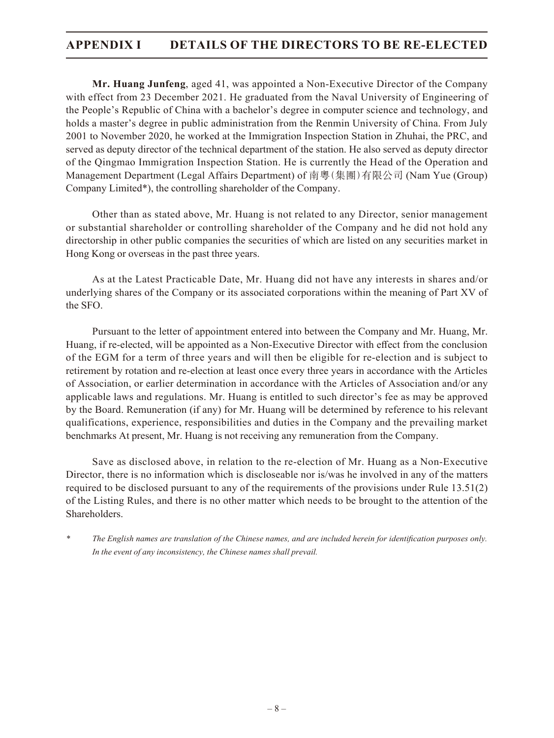## APPENDIX I DETAILS OF THE DIRECTORS TO BE RE-ELECTED

**Mr. Huang Junfeng**, aged 41, was appointed a Non-Executive Director of the Company with effect from 23 December 2021. He graduated from the Naval University of Engineering of the People's Republic of China with a bachelor's degree in computer science and technology, and holds a master's degree in public administration from the Renmin University of China. From July 2001 to November 2020, he worked at the Immigration Inspection Station in Zhuhai, the PRC, and served as deputy director of the technical department of the station. He also served as deputy director of the Qingmao Immigration Inspection Station. He is currently the Head of the Operation and Management Department (Legal Affairs Department) of 南粵(集團)有限公司 (Nam Yue (Group) Company Limited*), the controlling shareholder of the Company.

Other than as stated above, Mr. Huang is not related to any Director, senior management or substantial shareholder or controlling shareholder of the Company and he did not hold any directorship in other public companies the securities of which are listed on any securities market in Hong Kong or overseas in the past three years.

As at the Latest Practicable Date, Mr. Huang did not have any interests in shares and/or underlying shares of the Company or its associated corporations within the meaning of Part XV of the SFO.

Pursuant to the letter of appointment entered into between the Company and Mr. Huang, Mr. Huang, if re-elected, will be appointed as a Non-Executive Director with effect from the conclusion of the EGM for a term of three years and will then be eligible for re-election and is subject to retirement by rotation and re-election at least once every three years in accordance with the Articles of Association, or earlier determination in accordance with the Articles of Association and/or any applicable laws and regulations. Mr. Huang is entitled to such director's fee as may be approved by the Board. Remuneration (if any) for Mr. Huang will be determined by reference to his relevant qualifications, experience, responsibilities and duties in the Company and the prevailing market benchmarks At present, Mr. Huang is not receiving any remuneration from the Company.

Save as disclosed above, in relation to the re-election of Mr. Huang as a Non-Executive Director, there is no information which is discloseable nor is/was he involved in any of the matters required to be disclosed pursuant to any of the requirements of the provisions under Rule 13.51(2) of the Listing Rules, and there is no other matter which needs to be brought to the attention of the Shareholders.

\* *The English names are translation of the Chinese names, and are included herein for identification purposes only. In the event of any inconsistency, the Chinese names shall prevail.*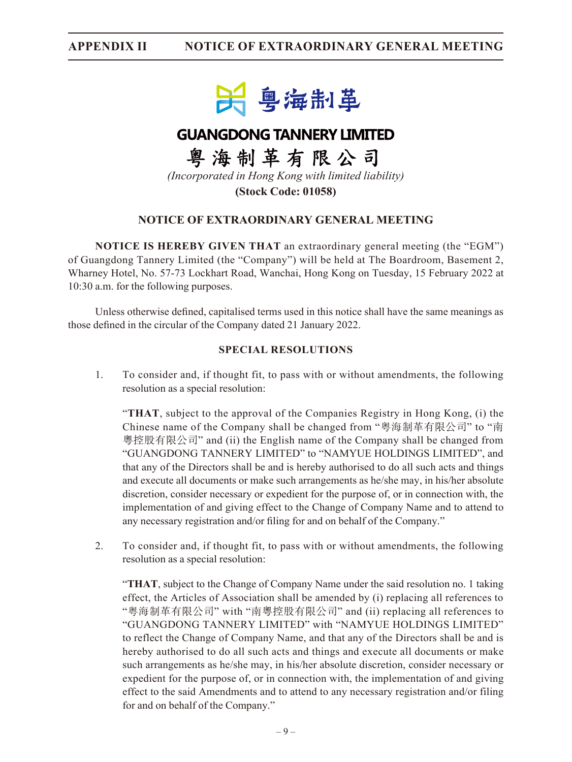# GUANGDONG TANNERY LIMITED

# 粵海制革有限公司

*(Incorporated in Hong Kong with limited liability)*

**(Stock Code: 01058)**

## NOTICE OF EXTRAORDINARY GENERAL MEETING

**NOTICE IS HEREBY GIVEN THAT** an extraordinary general meeting (the "EGM") of Guangdong Tannery Limited (the "Company") will be held at The Boardroom, Basement 2, Wharney Hotel, No. 57-73 Lockhart Road, Wanchai, Hong Kong on Tuesday, 15 February 2022 at 10:30 a.m. for the following purposes.

Unless otherwise defined, capitalised terms used in this notice shall have the same meanings as those defined in the circular of the Company dated 21 January 2022.

### SPECIAL RESOLUTIONS

1. To consider and, if thought fit, to pass with or without amendments, the following resolution as a special resolution:

   "**THAT**, subject to the approval of the Companies Registry in Hong Kong, (i) the Chinese name of the Company shall be changed from "粵海制革有限公司" to "南粵控股有限公司" and (ii) the English name of the Company shall be changed from "GUANGDONG TANNERY LIMITED" to "NAMYUE HOLDINGS LIMITED", and that any of the Directors shall be and is hereby authorised to do all such acts and things and execute all documents or make such arrangements as he/she may, in his/her absolute discretion, consider necessary or expedient for the purpose of, or in connection with, the implementation of and giving effect to the Change of Company Name and to attend to any necessary registration and/or filing for and on behalf of the Company."

2. To consider and, if thought fit, to pass with or without amendments, the following resolution as a special resolution:

   "**THAT**, subject to the Change of Company Name under the said resolution no. 1 taking effect, the Articles of Association shall be amended by (i) replacing all references to "粵海制革有限公司" with "南粵控股有限公司" and (ii) replacing all references to "GUANGDONG TANNERY LIMITED" with "NAMYUE HOLDINGS LIMITED" to reflect the Change of Company Name, and that any of the Directors shall be and is hereby authorised to do all such acts and things and execute all documents or make such arrangements as he/she may, in his/her absolute discretion, consider necessary or expedient for the purpose of, or in connection with, the implementation of and giving effect to the said Amendments and to attend to any necessary registration and/or filing for and on behalf of the Company."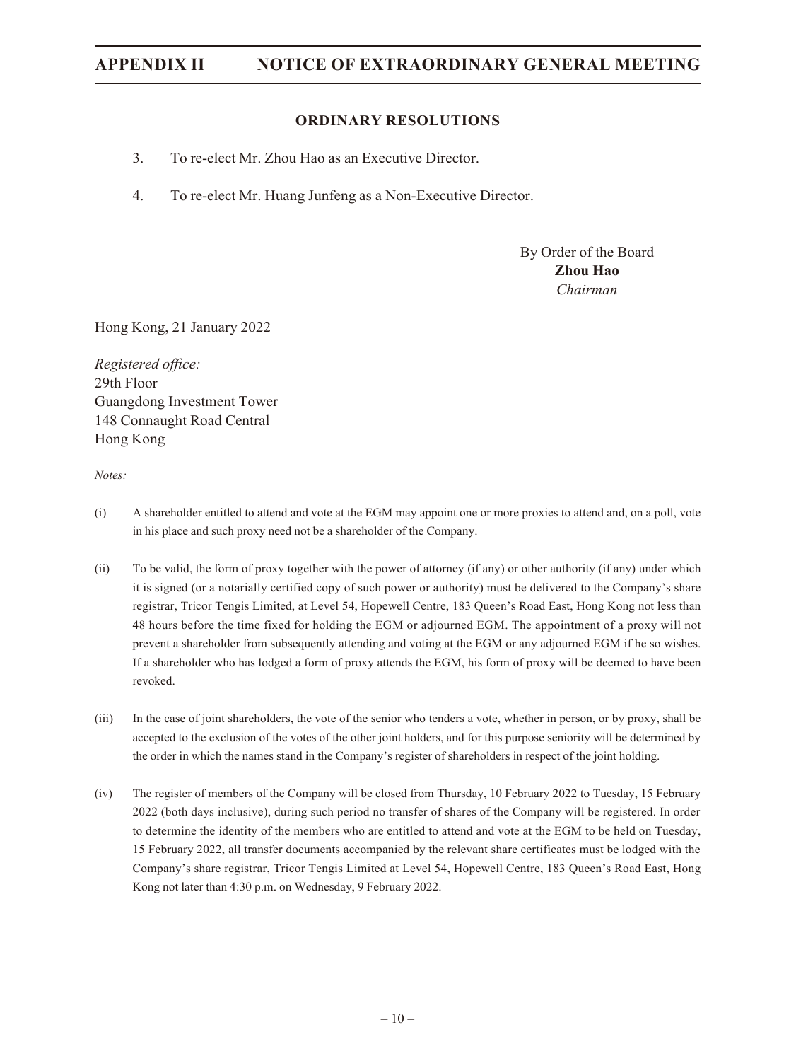## ORDINARY RESOLUTIONS

3. To re-elect Mr. Zhou Hao as an Executive Director.

4. To re-elect Mr. Huang Junfeng as a Non-Executive Director.

By Order of the Board
**Zhou Hao**
*Chairman*

Hong Kong, 21 January 2022

*Registered office:*
29th Floor
Guangdong Investment Tower
148 Connaught Road Central
Hong Kong

*Notes:*

(i) A shareholder entitled to attend and vote at the EGM may appoint one or more proxies to attend and, on a poll, vote in his place and such proxy need not be a shareholder of the Company.

(ii) To be valid, the form of proxy together with the power of attorney (if any) or other authority (if any) under which it is signed (or a notarially certified copy of such power or authority) must be delivered to the Company's share registrar, Tricor Tengis Limited, at Level 54, Hopewell Centre, 183 Queen's Road East, Hong Kong not less than 48 hours before the time fixed for holding the EGM or adjourned EGM. The appointment of a proxy will not prevent a shareholder from subsequently attending and voting at the EGM or any adjourned EGM if he so wishes. If a shareholder who has lodged a form of proxy attends the EGM, his form of proxy will be deemed to have been revoked.

(iii) In the case of joint shareholders, the vote of the senior who tenders a vote, whether in person, or by proxy, shall be accepted to the exclusion of the votes of the other joint holders, and for this purpose seniority will be determined by the order in which the names stand in the Company's register of shareholders in respect of the joint holding.

(iv) The register of members of the Company will be closed from Thursday, 10 February 2022 to Tuesday, 15 February 2022 (both days inclusive), during such period no transfer of shares of the Company will be registered. In order to determine the identity of the members who are entitled to attend and vote at the EGM to be held on Tuesday, 15 February 2022, all transfer documents accompanied by the relevant share certificates must be lodged with the Company's share registrar, Tricor Tengis Limited at Level 54, Hopewell Centre, 183 Queen's Road East, Hong Kong not later than 4:30 p.m. on Wednesday, 9 February 2022.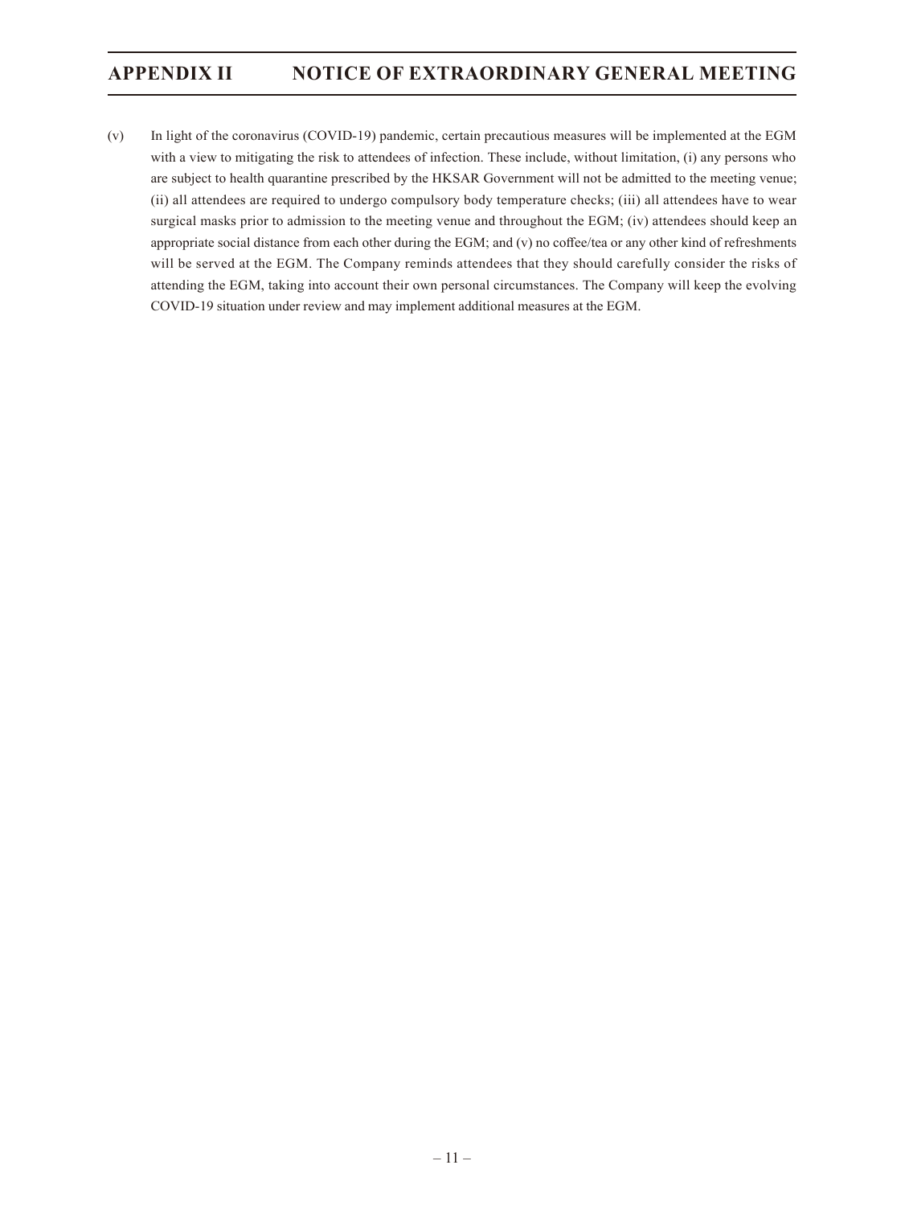(v) In light of the coronavirus (COVID-19) pandemic, certain precautious measures will be implemented at the EGM with a view to mitigating the risk to attendees of infection. These include, without limitation, (i) any persons who are subject to health quarantine prescribed by the HKSAR Government will not be admitted to the meeting venue; (ii) all attendees are required to undergo compulsory body temperature checks; (iii) all attendees have to wear surgical masks prior to admission to the meeting venue and throughout the EGM; (iv) attendees should keep an appropriate social distance from each other during the EGM; and (v) no coffee/tea or any other kind of refreshments will be served at the EGM. The Company reminds attendees that they should carefully consider the risks of attending the EGM, taking into account their own personal circumstances. The Company will keep the evolving COVID-19 situation under review and may implement additional measures at the EGM.